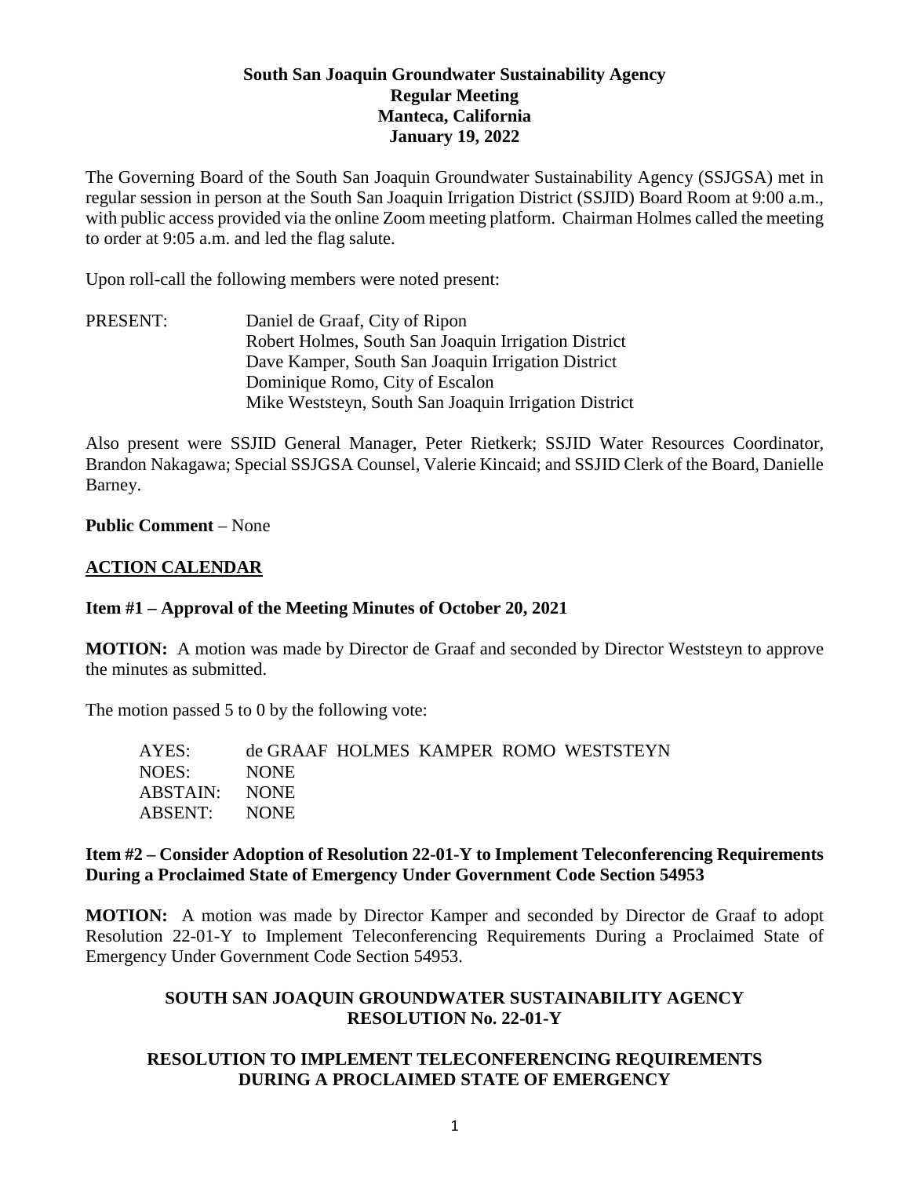**South San Joaquin Groundwater Sustainability Agency**
**Regular Meeting**
**Manteca, California**
**January 19, 2022**

The Governing Board of the South San Joaquin Groundwater Sustainability Agency (SSJGSA) met in regular session in person at the South San Joaquin Irrigation District (SSJID) Board Room at 9:00 a.m., with public access provided via the online Zoom meeting platform. Chairman Holmes called the meeting to order at 9:05 a.m. and led the flag salute.

Upon roll-call the following members were noted present:

PRESENT: Daniel de Graaf, City of Ripon
Robert Holmes, South San Joaquin Irrigation District
Dave Kamper, South San Joaquin Irrigation District
Dominique Romo, City of Escalon
Mike Weststeyn, South San Joaquin Irrigation District

Also present were SSJID General Manager, Peter Rietkerk; SSJID Water Resources Coordinator, Brandon Nakagawa; Special SSJGSA Counsel, Valerie Kincaid; and SSJID Clerk of the Board, Danielle Barney.

**Public Comment** – None

**ACTION CALENDAR**

**Item #1 – Approval of the Meeting Minutes of October 20, 2021**

**MOTION:** A motion was made by Director de Graaf and seconded by Director Weststeyn to approve the minutes as submitted.

The motion passed 5 to 0 by the following vote:

AYES: de GRAAF HOLMES KAMPER ROMO WESTSTEYN
NOES: NONE
ABSTAIN: NONE
ABSENT: NONE

**Item #2 – Consider Adoption of Resolution 22-01-Y to Implement Teleconferencing Requirements During a Proclaimed State of Emergency Under Government Code Section 54953**

**MOTION:** A motion was made by Director Kamper and seconded by Director de Graaf to adopt Resolution 22-01-Y to Implement Teleconferencing Requirements During a Proclaimed State of Emergency Under Government Code Section 54953.

**SOUTH SAN JOAQUIN GROUNDWATER SUSTAINABILITY AGENCY**
**RESOLUTION No. 22-01-Y**

**RESOLUTION TO IMPLEMENT TELECONFERENCING REQUIREMENTS DURING A PROCLAIMED STATE OF EMERGENCY**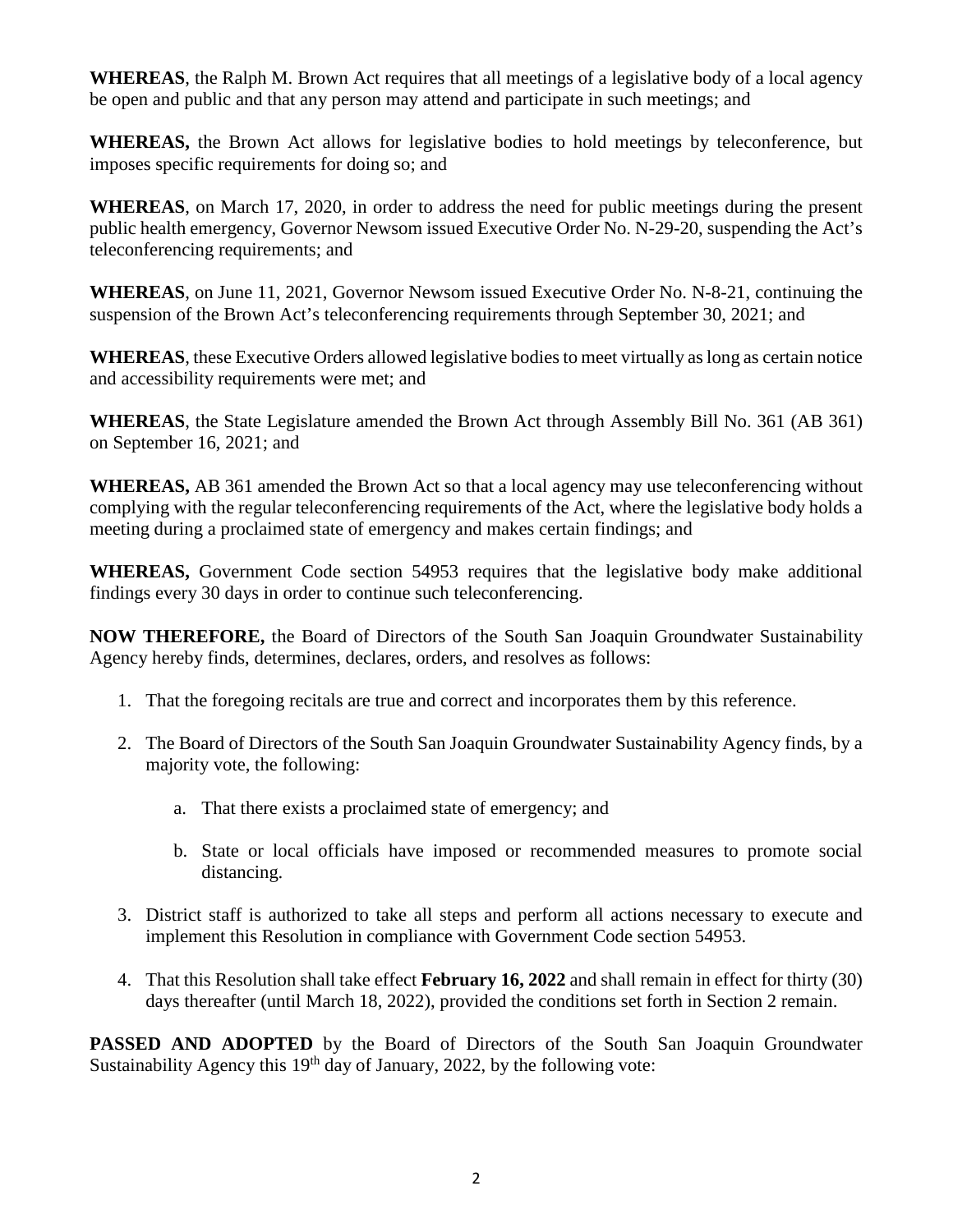**WHEREAS**, the Ralph M. Brown Act requires that all meetings of a legislative body of a local agency be open and public and that any person may attend and participate in such meetings; and

**WHEREAS,** the Brown Act allows for legislative bodies to hold meetings by teleconference, but imposes specific requirements for doing so; and

**WHEREAS**, on March 17, 2020, in order to address the need for public meetings during the present public health emergency, Governor Newsom issued Executive Order No. N-29-20, suspending the Act's teleconferencing requirements; and

**WHEREAS**, on June 11, 2021, Governor Newsom issued Executive Order No. N-8-21, continuing the suspension of the Brown Act's teleconferencing requirements through September 30, 2021; and

**WHEREAS**, these Executive Orders allowed legislative bodies to meet virtually as long as certain notice and accessibility requirements were met; and

**WHEREAS**, the State Legislature amended the Brown Act through Assembly Bill No. 361 (AB 361) on September 16, 2021; and

**WHEREAS,** AB 361 amended the Brown Act so that a local agency may use teleconferencing without complying with the regular teleconferencing requirements of the Act, where the legislative body holds a meeting during a proclaimed state of emergency and makes certain findings; and

**WHEREAS,** Government Code section 54953 requires that the legislative body make additional findings every 30 days in order to continue such teleconferencing.

**NOW THEREFORE,** the Board of Directors of the South San Joaquin Groundwater Sustainability Agency hereby finds, determines, declares, orders, and resolves as follows:

1. That the foregoing recitals are true and correct and incorporates them by this reference.
2. The Board of Directors of the South San Joaquin Groundwater Sustainability Agency finds, by a majority vote, the following:
    a. That there exists a proclaimed state of emergency; and
    b. State or local officials have imposed or recommended measures to promote social distancing.
3. District staff is authorized to take all steps and perform all actions necessary to execute and implement this Resolution in compliance with Government Code section 54953.
4. That this Resolution shall take effect **February 16, 2022** and shall remain in effect for thirty (30) days thereafter (until March 18, 2022), provided the conditions set forth in Section 2 remain.

**PASSED AND ADOPTED** by the Board of Directors of the South San Joaquin Groundwater Sustainability Agency this 19th day of January, 2022, by the following vote: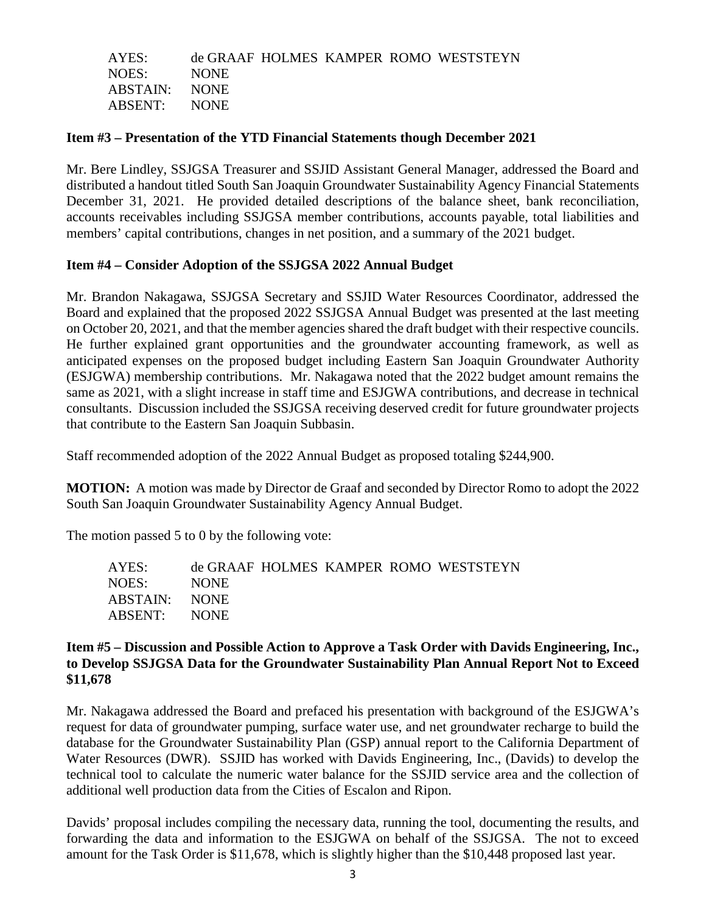| | |
|---|---|
| AYES: | de GRAAF HOLMES KAMPER ROMO WESTSTEYN |
| NOES: | NONE |
| ABSTAIN: | NONE |
| ABSENT: | NONE |

**Item #3 – Presentation of the YTD Financial Statements though December 2021**

Mr. Bere Lindley, SSJGSA Treasurer and SSJID Assistant General Manager, addressed the Board and distributed a handout titled South San Joaquin Groundwater Sustainability Agency Financial Statements December 31, 2021. He provided detailed descriptions of the balance sheet, bank reconciliation, accounts receivables including SSJGSA member contributions, accounts payable, total liabilities and members' capital contributions, changes in net position, and a summary of the 2021 budget.

**Item #4 – Consider Adoption of the SSJGSA 2022 Annual Budget**

Mr. Brandon Nakagawa, SSJGSA Secretary and SSJID Water Resources Coordinator, addressed the Board and explained that the proposed 2022 SSJGSA Annual Budget was presented at the last meeting on October 20, 2021, and that the member agencies shared the draft budget with their respective councils. He further explained grant opportunities and the groundwater accounting framework, as well as anticipated expenses on the proposed budget including Eastern San Joaquin Groundwater Authority (ESJGWA) membership contributions. Mr. Nakagawa noted that the 2022 budget amount remains the same as 2021, with a slight increase in staff time and ESJGWA contributions, and decrease in technical consultants. Discussion included the SSJGSA receiving deserved credit for future groundwater projects that contribute to the Eastern San Joaquin Subbasin.

Staff recommended adoption of the 2022 Annual Budget as proposed totaling $244,900.

**MOTION:** A motion was made by Director de Graaf and seconded by Director Romo to adopt the 2022 South San Joaquin Groundwater Sustainability Agency Annual Budget.

The motion passed 5 to 0 by the following vote:

| | |
|---|---|
| AYES: | de GRAAF HOLMES KAMPER ROMO WESTSTEYN |
| NOES: | NONE |
| ABSTAIN: | NONE |
| ABSENT: | NONE |

**Item #5 – Discussion and Possible Action to Approve a Task Order with Davids Engineering, Inc., to Develop SSJGSA Data for the Groundwater Sustainability Plan Annual Report Not to Exceed $11,678**

Mr. Nakagawa addressed the Board and prefaced his presentation with background of the ESJGWA's request for data of groundwater pumping, surface water use, and net groundwater recharge to build the database for the Groundwater Sustainability Plan (GSP) annual report to the California Department of Water Resources (DWR). SSJID has worked with Davids Engineering, Inc., (Davids) to develop the technical tool to calculate the numeric water balance for the SSJID service area and the collection of additional well production data from the Cities of Escalon and Ripon.

Davids' proposal includes compiling the necessary data, running the tool, documenting the results, and forwarding the data and information to the ESJGWA on behalf of the SSJGSA. The not to exceed amount for the Task Order is $11,678, which is slightly higher than the $10,448 proposed last year.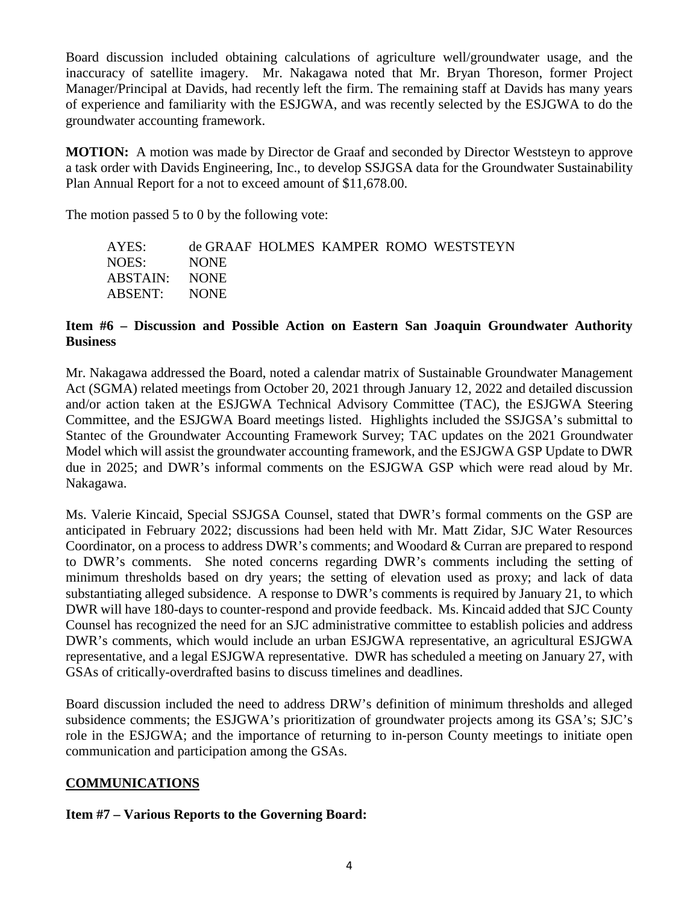Board discussion included obtaining calculations of agriculture well/groundwater usage, and the inaccuracy of satellite imagery. Mr. Nakagawa noted that Mr. Bryan Thoreson, former Project Manager/Principal at Davids, had recently left the firm. The remaining staff at Davids has many years of experience and familiarity with the ESJGWA, and was recently selected by the ESJGWA to do the groundwater accounting framework.

**MOTION:** A motion was made by Director de Graaf and seconded by Director Weststeyn to approve a task order with Davids Engineering, Inc., to develop SSJGSA data for the Groundwater Sustainability Plan Annual Report for a not to exceed amount of $11,678.00.

The motion passed 5 to 0 by the following vote:

| | |
|---|---|
| AYES: | de GRAAF HOLMES KAMPER ROMO WESTSTEYN |
| NOES: | NONE |
| ABSTAIN: | NONE |
| ABSENT: | NONE |

**Item #6 – Discussion and Possible Action on Eastern San Joaquin Groundwater Authority Business**

Mr. Nakagawa addressed the Board, noted a calendar matrix of Sustainable Groundwater Management Act (SGMA) related meetings from October 20, 2021 through January 12, 2022 and detailed discussion and/or action taken at the ESJGWA Technical Advisory Committee (TAC), the ESJGWA Steering Committee, and the ESJGWA Board meetings listed. Highlights included the SSJGSA's submittal to Stantec of the Groundwater Accounting Framework Survey; TAC updates on the 2021 Groundwater Model which will assist the groundwater accounting framework, and the ESJGWA GSP Update to DWR due in 2025; and DWR's informal comments on the ESJGWA GSP which were read aloud by Mr. Nakagawa.

Ms. Valerie Kincaid, Special SSJGSA Counsel, stated that DWR's formal comments on the GSP are anticipated in February 2022; discussions had been held with Mr. Matt Zidar, SJC Water Resources Coordinator, on a process to address DWR's comments; and Woodard & Curran are prepared to respond to DWR's comments. She noted concerns regarding DWR's comments including the setting of minimum thresholds based on dry years; the setting of elevation used as proxy; and lack of data substantiating alleged subsidence. A response to DWR's comments is required by January 21, to which DWR will have 180-days to counter-respond and provide feedback. Ms. Kincaid added that SJC County Counsel has recognized the need for an SJC administrative committee to establish policies and address DWR's comments, which would include an urban ESJGWA representative, an agricultural ESJGWA representative, and a legal ESJGWA representative. DWR has scheduled a meeting on January 27, with GSAs of critically-overdrafted basins to discuss timelines and deadlines.

Board discussion included the need to address DRW's definition of minimum thresholds and alleged subsidence comments; the ESJGWA's prioritization of groundwater projects among its GSA's; SJC's role in the ESJGWA; and the importance of returning to in-person County meetings to initiate open communication and participation among the GSAs.

## COMMUNICATIONS

**Item #7 – Various Reports to the Governing Board:**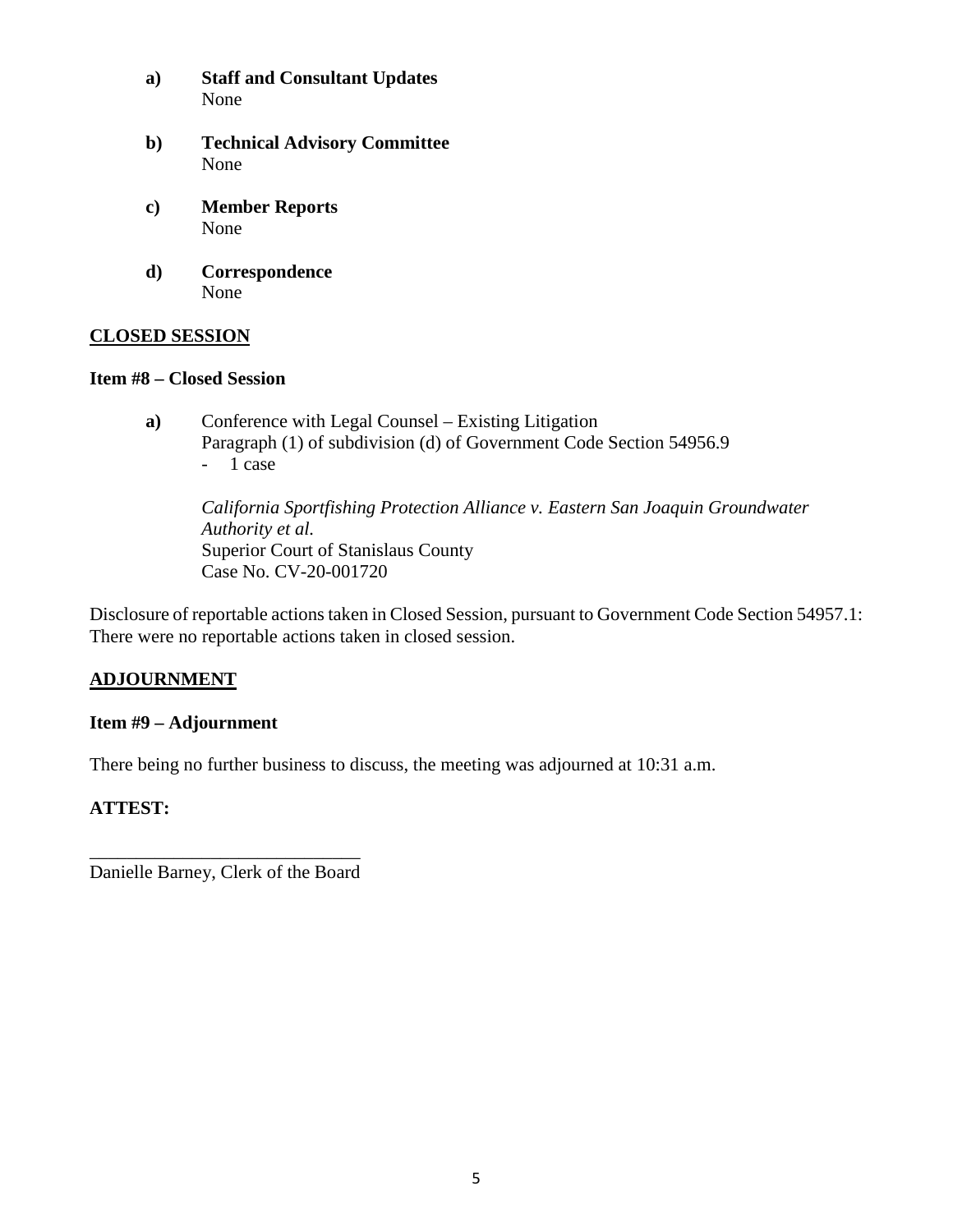**a) Staff and Consultant Updates**
None

**b) Technical Advisory Committee**
None

**c) Member Reports**
None

**d) Correspondence**
None

## CLOSED SESSION

### Item #8 – Closed Session

**a)** Conference with Legal Counsel – Existing Litigation
Paragraph (1) of subdivision (d) of Government Code Section 54956.9
- 1 case

*California Sportfishing Protection Alliance v. Eastern San Joaquin Groundwater Authority et al.*
Superior Court of Stanislaus County
Case No. CV-20-001720

Disclosure of reportable actions taken in Closed Session, pursuant to Government Code Section 54957.1: There were no reportable actions taken in closed session.

## ADJOURNMENT

### Item #9 – Adjournment

There being no further business to discuss, the meeting was adjourned at 10:31 a.m.

**ATTEST:**

_____________________________
Danielle Barney, Clerk of the Board